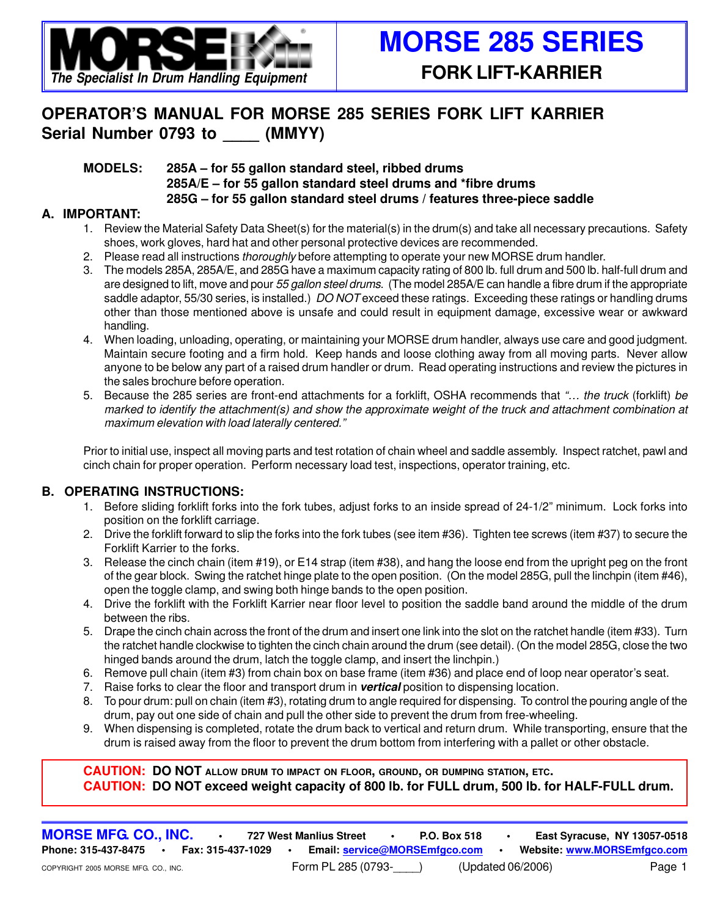# MORSE 285 SERIES

## FORK LIFT-KARRIER

MORSE — The Specialist In Drum Handling Equipment

## OPERATOR'S MANUAL FOR MORSE 285 SERIES FORK LIFT KARRIER
## Serial Number 0793 to ____ (MMYY)

**MODELS:**
**285A – for 55 gallon standard steel, ribbed drums**
**285A/E – for 55 gallon standard steel drums and *fibre drums**
**285G – for 55 gallon standard steel drums / features three-piece saddle**

### A. IMPORTANT:

1. Review the Material Safety Data Sheet(s) for the material(s) in the drum(s) and take all necessary precautions. Safety shoes, work gloves, hard hat and other personal protective devices are recommended.
2. Please read all instructions *thoroughly* before attempting to operate your new MORSE drum handler.
3. The models 285A, 285A/E, and 285G have a maximum capacity rating of 800 lb. full drum and 500 lb. half-full drum and are designed to lift, move and pour *55 gallon steel drums.* (The model 285A/E can handle a fibre drum if the appropriate saddle adaptor, 55/30 series, is installed.) *DO NOT* exceed these ratings. Exceeding these ratings or handling drums other than those mentioned above is unsafe and could result in equipment damage, excessive wear or awkward handling.
4. When loading, unloading, operating, or maintaining your MORSE drum handler, always use care and good judgment. Maintain secure footing and a firm hold. Keep hands and loose clothing away from all moving parts. Never allow anyone to be below any part of a raised drum handler or drum. Read operating instructions and review the pictures in the sales brochure before operation.
5. Because the 285 series are front-end attachments for a forklift, OSHA recommends that *"… the truck* (forklift) *be marked to identify the attachment(s) and show the approximate weight of the truck and attachment combination at maximum elevation with load laterally centered."*

Prior to initial use, inspect all moving parts and test rotation of chain wheel and saddle assembly. Inspect ratchet, pawl and cinch chain for proper operation. Perform necessary load test, inspections, operator training, etc.

### B. OPERATING INSTRUCTIONS:

1. Before sliding forklift forks into the fork tubes, adjust forks to an inside spread of 24-1/2" minimum. Lock forks into position on the forklift carriage.
2. Drive the forklift forward to slip the forks into the fork tubes (see item #36). Tighten tee screws (item #37) to secure the Forklift Karrier to the forks.
3. Release the cinch chain (item #19), or E14 strap (item #38), and hang the loose end from the upright peg on the front of the gear block. Swing the ratchet hinge plate to the open position. (On the model 285G, pull the linchpin (item #46), open the toggle clamp, and swing both hinge bands to the open position.
4. Drive the forklift with the Forklift Karrier near floor level to position the saddle band around the middle of the drum between the ribs.
5. Drape the cinch chain across the front of the drum and insert one link into the slot on the ratchet handle (item #33). Turn the ratchet handle clockwise to tighten the cinch chain around the drum (see detail). (On the model 285G, close the two hinged bands around the drum, latch the toggle clamp, and insert the linchpin.)
6. Remove pull chain (item #3) from chain box on base frame (item #36) and place end of loop near operator's seat.
7. Raise forks to clear the floor and transport drum in ***vertical*** position to dispensing location.
8. To pour drum: pull on chain (item #3), rotating drum to angle required for dispensing. To control the pouring angle of the drum, pay out one side of chain and pull the other side to prevent the drum from free-wheeling.
9. When dispensing is completed, rotate the drum back to vertical and return drum. While transporting, ensure that the drum is raised away from the floor to prevent the drum bottom from interfering with a pallet or other obstacle.

**CAUTION: DO NOT ALLOW DRUM TO IMPACT ON FLOOR, GROUND, OR DUMPING STATION, ETC.**
**CAUTION: DO NOT exceed weight capacity of 800 lb. for FULL drum, 500 lb. for HALF-FULL drum.**

**MORSE MFG. CO., INC.** • 727 West Manlius Street • P.O. Box 518 • East Syracuse, NY 13057-0518
Phone: 315-437-8475 • Fax: 315-437-1029 • Email: service@MORSEmfgco.com • Website: www.MORSEmfgco.com

COPYRIGHT 2005 MORSE MFG. CO., INC. Form PL 285 (0793-____) (Updated 06/2006)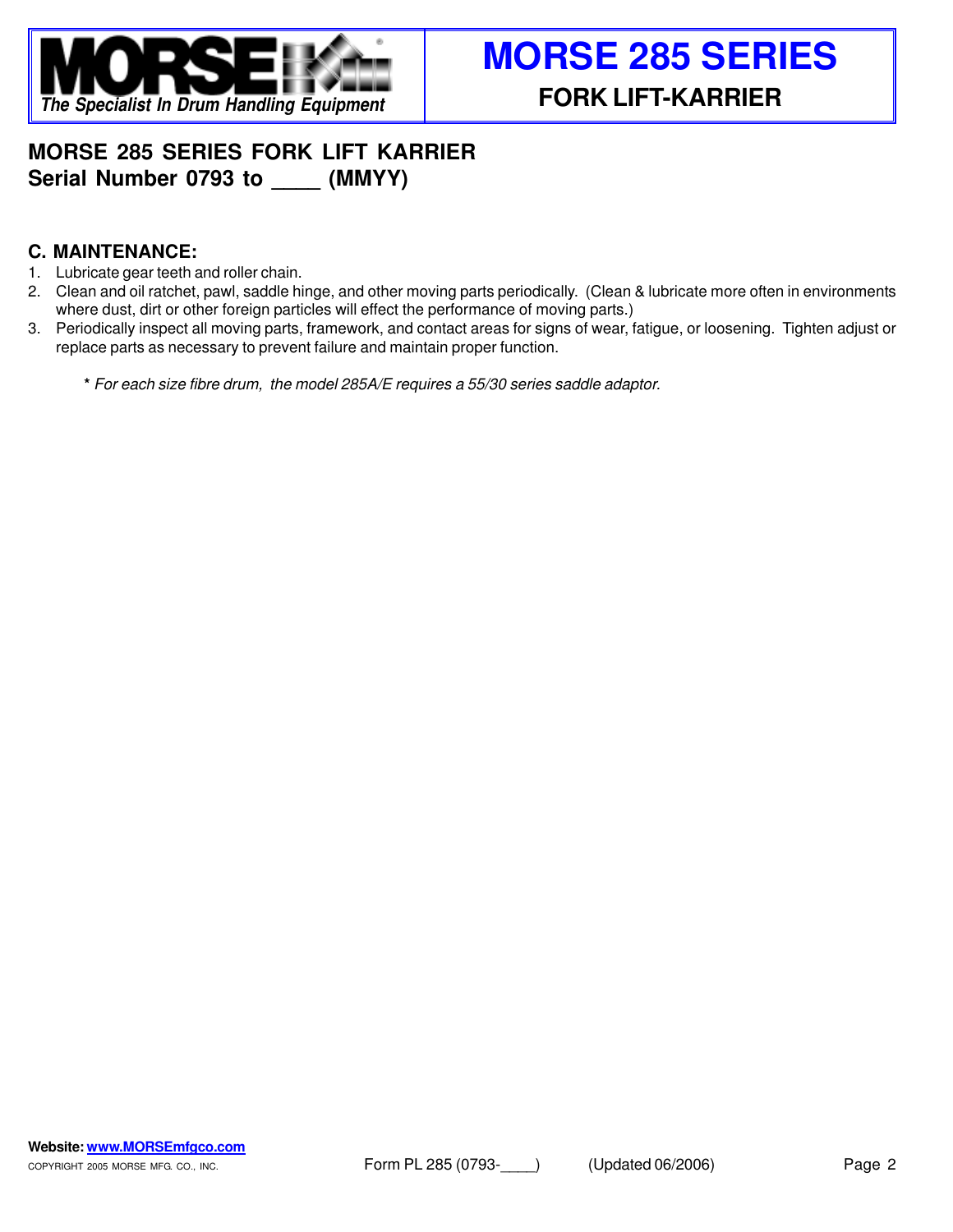## MORSE 285 SERIES FORK LIFT KARRIER
## Serial Number 0793 to ____ (MMYY)

### C. MAINTENANCE:

1. Lubricate gear teeth and roller chain.
2. Clean and oil ratchet, pawl, saddle hinge, and other moving parts periodically. (Clean & lubricate more often in environments where dust, dirt or other foreign particles will effect the performance of moving parts.)
3. Periodically inspect all moving parts, framework, and contact areas for signs of wear, fatigue, or loosening. Tighten adjust or replace parts as necessary to prevent failure and maintain proper function.

**\*** *For each size fibre drum, the model 285A/E requires a 55/30 series saddle adaptor.*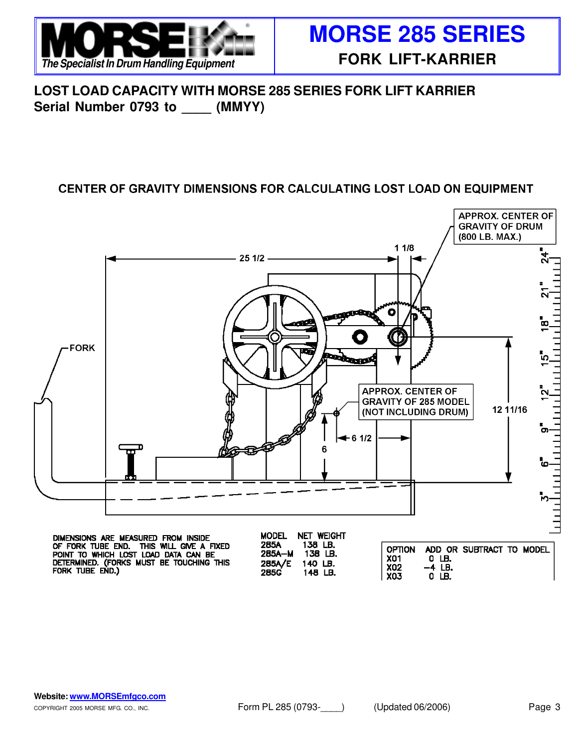# MORSE 285 SERIES

## FORK LIFT-KARRIER

## LOST LOAD CAPACITY WITH MORSE 285 SERIES FORK LIFT KARRIER

**Serial Number 0793 to ____ (MMYY)**

### CENTER OF GRAVITY DIMENSIONS FOR CALCULATING LOST LOAD ON EQUIPMENT

APPROX. CENTER OF GRAVITY OF DRUM (800 LB. MAX.)

FORK

25 1/2

1 1/8

APPROX. CENTER OF GRAVITY OF 285 MODEL (NOT INCLUDING DRUM)

6 1/2

6

12 11/16

DIMENSIONS ARE MEASURED FROM INSIDE OF FORK TUBE END. THIS WILL GIVE A FIXED POINT TO WHICH LOST LOAD DATA CAN BE DETERMINED. (FORKS MUST BE TOUCHING THIS FORK TUBE END.)

| MODEL | NET WEIGHT |
|---|---|
| 285A | 138 LB. |
| 285A–M | 138 LB. |
| 285A/E | 140 LB. |
| 285G | 148 LB. |

| OPTION | ADD OR SUBTRACT TO MODEL |
|---|---|
| X01 | 0 LB. |
| X02 | −4 LB. |
| X03 | 0 LB. |

Website: www.MORSEmfgco.com

COPYRIGHT 2005 MORSE MFG. CO., INC. Form PL 285 (0793-____) (Updated 06/2006)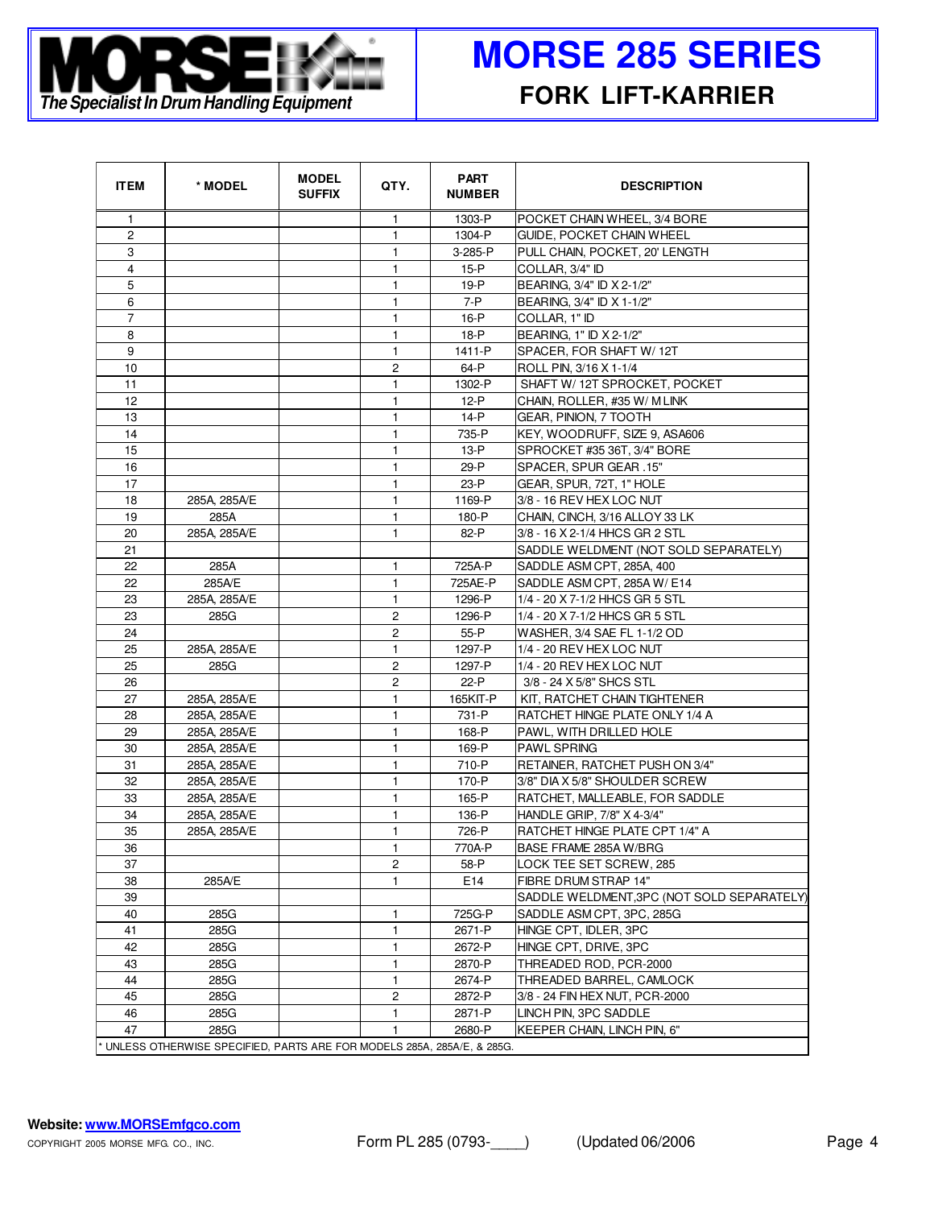# MORSE 285 SERIES

## FORK LIFT-KARRIER

MORSE — The Specialist In Drum Handling Equipment

| ITEM | * MODEL | MODEL SUFFIX | QTY. | PART NUMBER | DESCRIPTION |
|---|---|---|---|---|---|
| 1 | | | 1 | 1303-P | POCKET CHAIN WHEEL, 3/4 BORE |
| 2 | | | 1 | 1304-P | GUIDE, POCKET CHAIN WHEEL |
| 3 | | | 1 | 3-285-P | PULL CHAIN, POCKET, 20' LENGTH |
| 4 | | | 1 | 15-P | COLLAR, 3/4" ID |
| 5 | | | 1 | 19-P | BEARING, 3/4" ID X 2-1/2" |
| 6 | | | 1 | 7-P | BEARING, 3/4" ID X 1-1/2" |
| 7 | | | 1 | 16-P | COLLAR, 1" ID |
| 8 | | | 1 | 18-P | BEARING, 1" ID X 2-1/2" |
| 9 | | | 1 | 1411-P | SPACER, FOR SHAFT W/ 12T |
| 10 | | | 2 | 64-P | ROLL PIN, 3/16 X 1-1/4 |
| 11 | | | 1 | 1302-P | SHAFT W/ 12T SPROCKET, POCKET |
| 12 | | | 1 | 12-P | CHAIN, ROLLER, #35 W/ M LINK |
| 13 | | | 1 | 14-P | GEAR, PINION, 7 TOOTH |
| 14 | | | 1 | 735-P | KEY, WOODRUFF, SIZE 9, ASA606 |
| 15 | | | 1 | 13-P | SPROCKET #35 36T, 3/4" BORE |
| 16 | | | 1 | 29-P | SPACER, SPUR GEAR .15" |
| 17 | | | 1 | 23-P | GEAR, SPUR, 72T, 1" HOLE |
| 18 | 285A, 285A/E | | 1 | 1169-P | 3/8 - 16 REV HEX LOC NUT |
| 19 | 285A | | 1 | 180-P | CHAIN, CINCH, 3/16 ALLOY 33 LK |
| 20 | 285A, 285A/E | | 1 | 82-P | 3/8 - 16 X 2-1/4 HHCS GR 2 STL |
| 21 | | | | | SADDLE WELDMENT (NOT SOLD SEPARATELY) |
| 22 | 285A | | 1 | 725A-P | SADDLE ASM CPT, 285A, 400 |
| 22 | 285A/E | | 1 | 725AE-P | SADDLE ASM CPT, 285A W/ E14 |
| 23 | 285A, 285A/E | | 1 | 1296-P | 1/4 - 20 X 7-1/2 HHCS GR 5 STL |
| 23 | 285G | | 2 | 1296-P | 1/4 - 20 X 7-1/2 HHCS GR 5 STL |
| 24 | | | 2 | 55-P | WASHER, 3/4 SAE FL 1-1/2 OD |
| 25 | 285A, 285A/E | | 1 | 1297-P | 1/4 - 20 REV HEX LOC NUT |
| 25 | 285G | | 2 | 1297-P | 1/4 - 20 REV HEX LOC NUT |
| 26 | | | 2 | 22-P | 3/8 - 24 X 5/8" SHCS STL |
| 27 | 285A, 285A/E | | 1 | 165KIT-P | KIT, RATCHET CHAIN TIGHTENER |
| 28 | 285A, 285A/E | | 1 | 731-P | RATCHET HINGE PLATE ONLY 1/4 A |
| 29 | 285A, 285A/E | | 1 | 168-P | PAWL, WITH DRILLED HOLE |
| 30 | 285A, 285A/E | | 1 | 169-P | PAWL SPRING |
| 31 | 285A, 285A/E | | 1 | 710-P | RETAINER, RATCHET PUSH ON 3/4" |
| 32 | 285A, 285A/E | | 1 | 170-P | 3/8" DIA X 5/8" SHOULDER SCREW |
| 33 | 285A, 285A/E | | 1 | 165-P | RATCHET, MALLEABLE, FOR SADDLE |
| 34 | 285A, 285A/E | | 1 | 136-P | HANDLE GRIP, 7/8" X 4-3/4" |
| 35 | 285A, 285A/E | | 1 | 726-P | RATCHET HINGE PLATE CPT 1/4" A |
| 36 | | | 1 | 770A-P | BASE FRAME 285A W/BRG |
| 37 | | | 2 | 58-P | LOCK TEE SET SCREW, 285 |
| 38 | 285A/E | | 1 | E14 | FIBRE DRUM STRAP 14" |
| 39 | | | | | SADDLE WELDMENT,3PC (NOT SOLD SEPARATELY) |
| 40 | 285G | | 1 | 725G-P | SADDLE ASM CPT, 3PC, 285G |
| 41 | 285G | | 1 | 2671-P | HINGE CPT, IDLER, 3PC |
| 42 | 285G | | 1 | 2672-P | HINGE CPT, DRIVE, 3PC |
| 43 | 285G | | 1 | 2870-P | THREADED ROD, PCR-2000 |
| 44 | 285G | | 1 | 2674-P | THREADED BARREL, CAMLOCK |
| 45 | 285G | | 2 | 2872-P | 3/8 - 24 FIN HEX NUT, PCR-2000 |
| 46 | 285G | | 1 | 2871-P | LINCH PIN, 3PC SADDLE |
| 47 | 285G | | 1 | 2680-P | KEEPER CHAIN, LINCH PIN, 6" |

* UNLESS OTHERWISE SPECIFIED, PARTS ARE FOR MODELS 285A, 285A/E, & 285G.

**Website:** www.MORSEmfgco.com

COPYRIGHT 2005 MORSE MFG. CO., INC. Form PL 285 (0793-____) (Updated 06/2006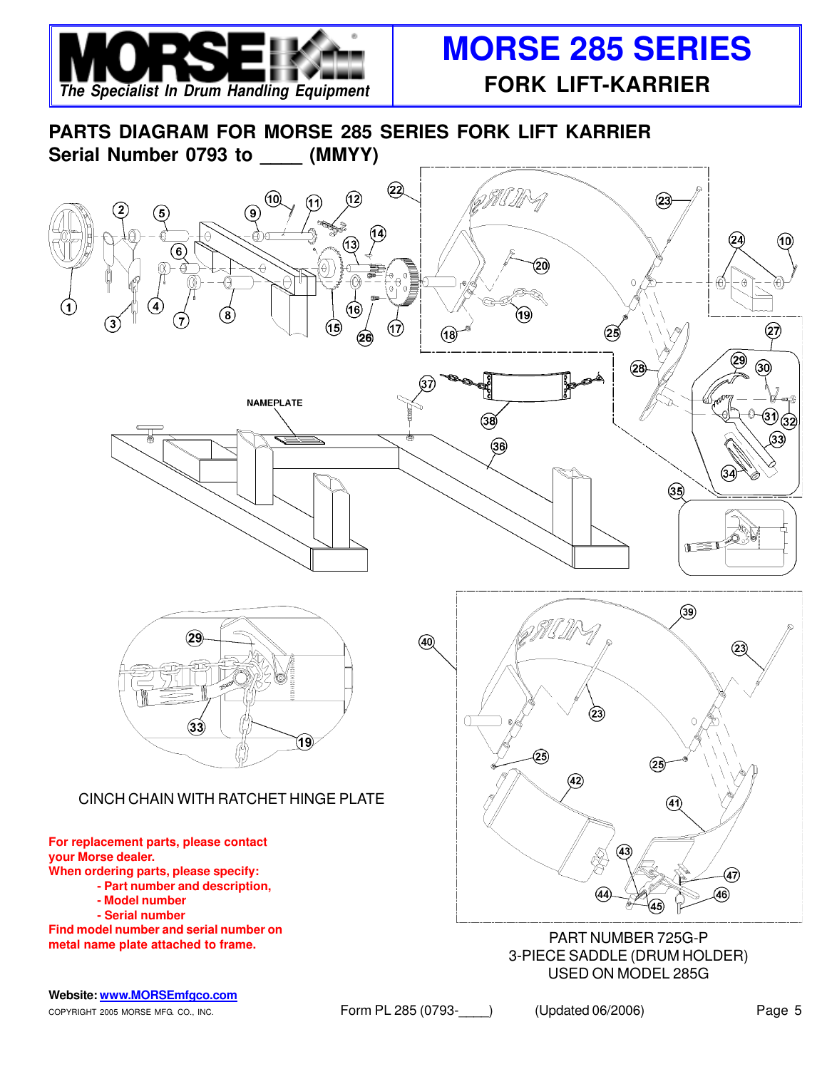# MORSE 285 SERIES

## FORK LIFT-KARRIER

MORSE — *The Specialist In Drum Handling Equipment*

## PARTS DIAGRAM FOR MORSE 285 SERIES FORK LIFT KARRIER

**Serial Number 0793 to \_\_\_\_ (MMYY)**

NAMEPLATE

CINCH CHAIN WITH RATCHET HINGE PLATE

PART NUMBER 725G-P
3-PIECE SADDLE (DRUM HOLDER)
USED ON MODEL 285G

**For replacement parts, please contact your Morse dealer.**
**When ordering parts, please specify:**
- **Part number and description,**
- **Model number**
- **Serial number**

**Find model number and serial number on metal name plate attached to frame.**

**Website:** www.MORSEmfgco.com

COPYRIGHT 2005 MORSE MFG. CO., INC.

Form PL 285 (0793-\_\_\_\_) (Updated 06/2006)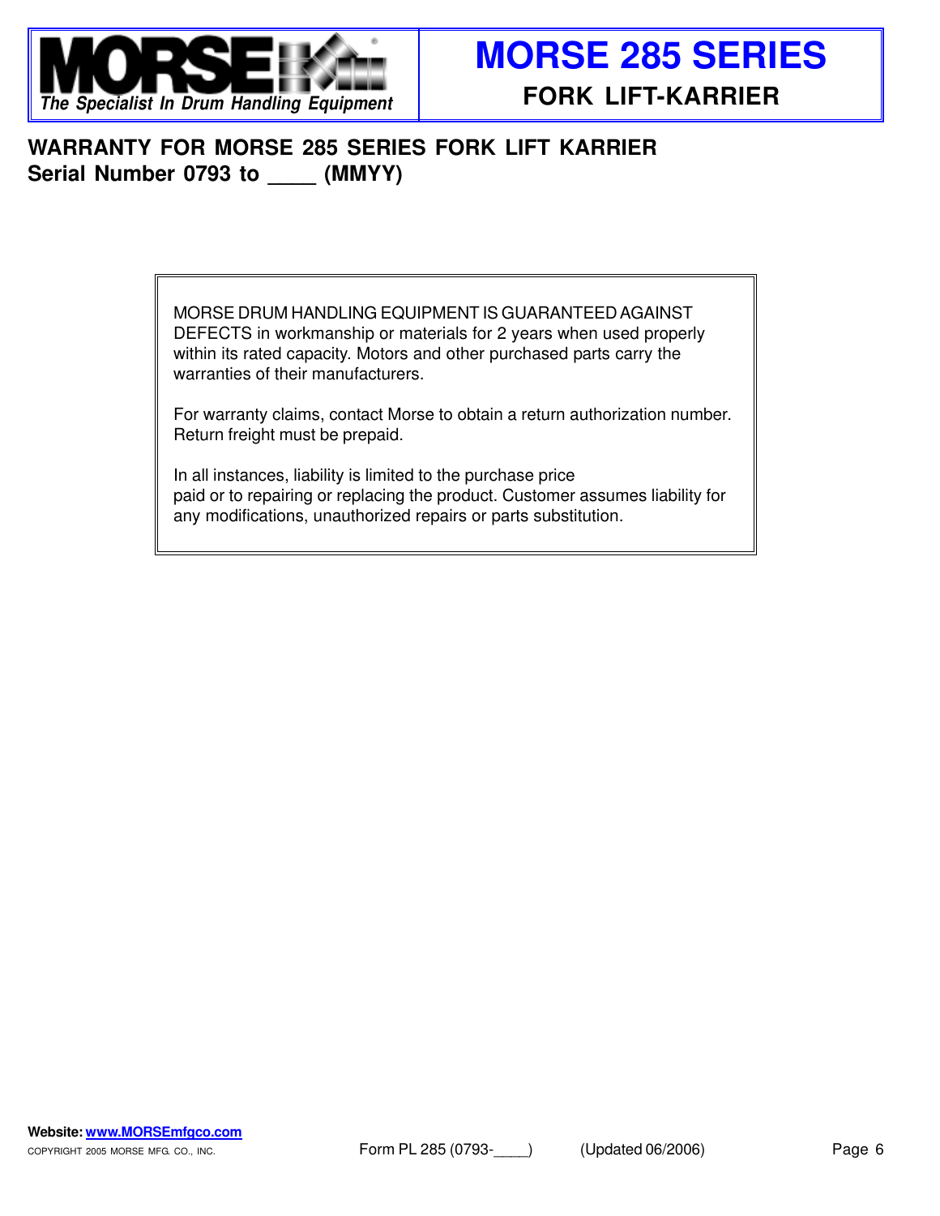# WARRANTY FOR MORSE 285 SERIES FORK LIFT KARRIER

**Serial Number 0793 to ____ (MMYY)**

MORSE DRUM HANDLING EQUIPMENT IS GUARANTEED AGAINST DEFECTS in workmanship or materials for 2 years when used properly within its rated capacity. Motors and other purchased parts carry the warranties of their manufacturers.

For warranty claims, contact Morse to obtain a return authorization number. Return freight must be prepaid.

In all instances, liability is limited to the purchase price paid or to repairing or replacing the product. Customer assumes liability for any modifications, unauthorized repairs or parts substitution.